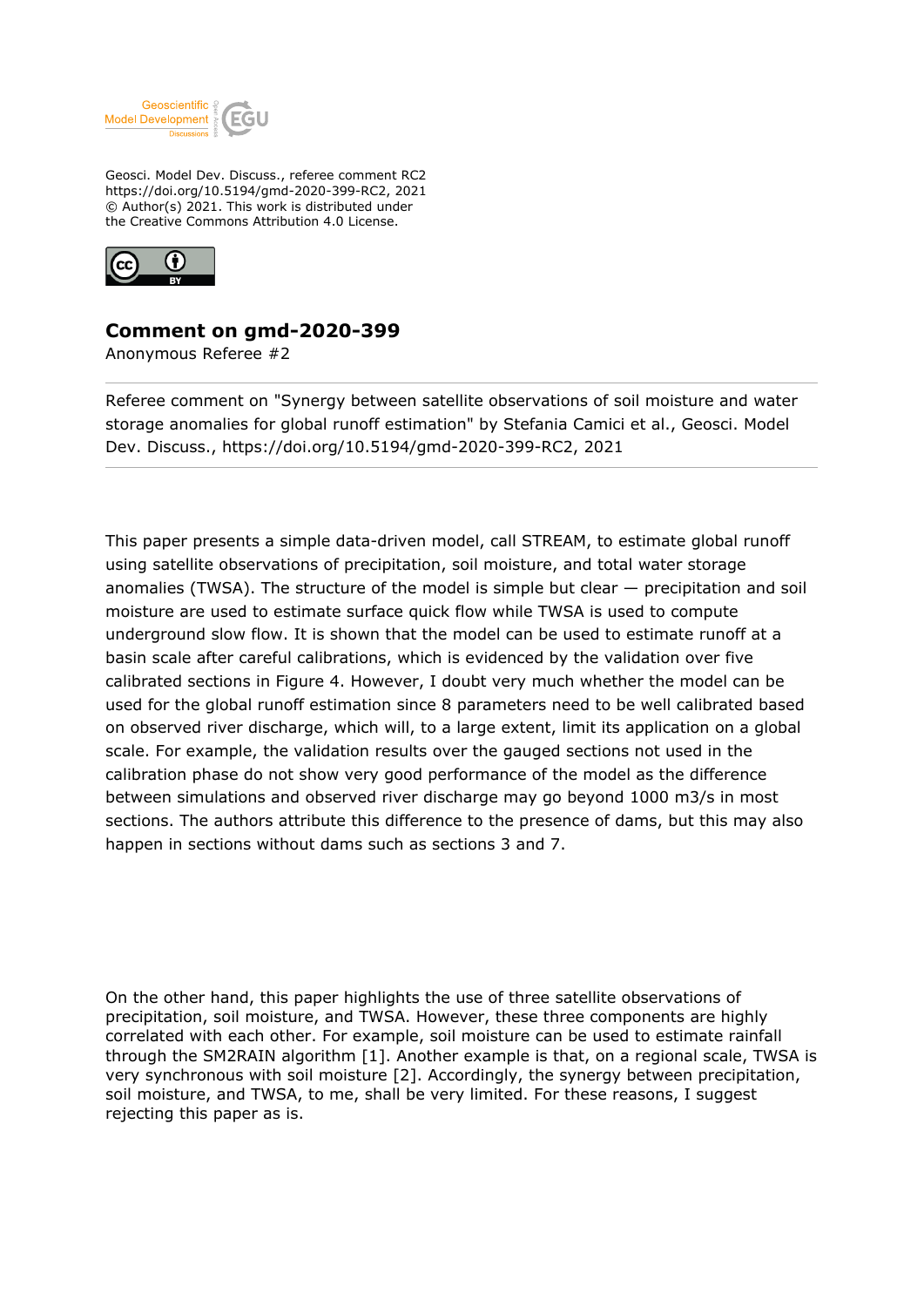Geosci. Model Dev. Discuss., referee comment RC2
https://doi.org/10.5194/gmd-2020-399-RC2, 2021
© Author(s) 2021. This work is distributed under
the Creative Commons Attribution 4.0 License.

# Comment on gmd-2020-399

Anonymous Referee #2

---

Referee comment on "Synergy between satellite observations of soil moisture and water storage anomalies for global runoff estimation" by Stefania Camici et al., Geosci. Model Dev. Discuss., https://doi.org/10.5194/gmd-2020-399-RC2, 2021

---

This paper presents a simple data-driven model, call STREAM, to estimate global runoff using satellite observations of precipitation, soil moisture, and total water storage anomalies (TWSA). The structure of the model is simple but clear — precipitation and soil moisture are used to estimate surface quick flow while TWSA is used to compute underground slow flow. It is shown that the model can be used to estimate runoff at a basin scale after careful calibrations, which is evidenced by the validation over five calibrated sections in Figure 4. However, I doubt very much whether the model can be used for the global runoff estimation since 8 parameters need to be well calibrated based on observed river discharge, which will, to a large extent, limit its application on a global scale. For example, the validation results over the gauged sections not used in the calibration phase do not show very good performance of the model as the difference between simulations and observed river discharge may go beyond 1000 m3/s in most sections. The authors attribute this difference to the presence of dams, but this may also happen in sections without dams such as sections 3 and 7.

On the other hand, this paper highlights the use of three satellite observations of precipitation, soil moisture, and TWSA. However, these three components are highly correlated with each other. For example, soil moisture can be used to estimate rainfall through the SM2RAIN algorithm [1]. Another example is that, on a regional scale, TWSA is very synchronous with soil moisture [2]. Accordingly, the synergy between precipitation, soil moisture, and TWSA, to me, shall be very limited. For these reasons, I suggest rejecting this paper as is.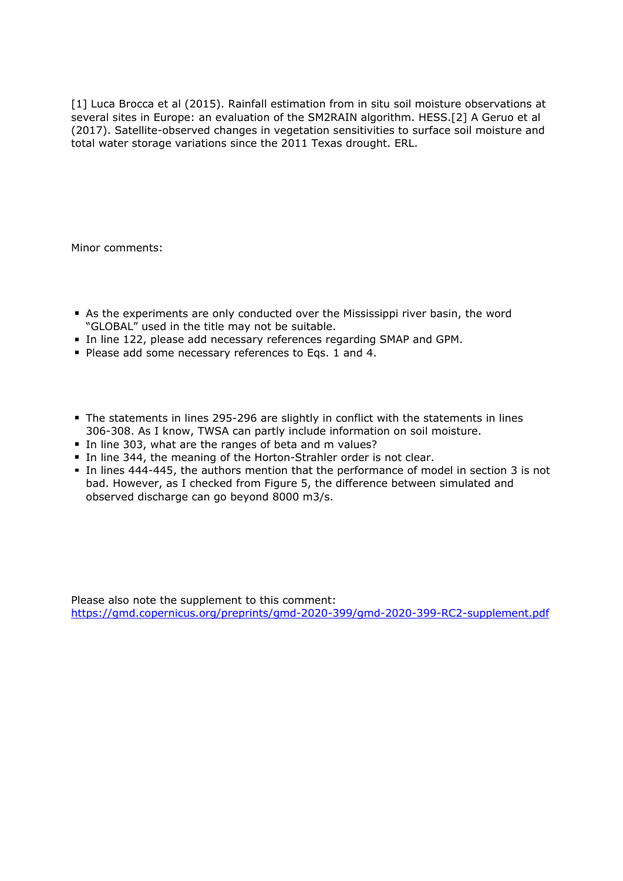[1] Luca Brocca et al (2015). Rainfall estimation from in situ soil moisture observations at several sites in Europe: an evaluation of the SM2RAIN algorithm. HESS.[2] A Geruo et al (2017). Satellite-observed changes in vegetation sensitivities to surface soil moisture and total water storage variations since the 2011 Texas drought. ERL.

Minor comments:

- As the experiments are only conducted over the Mississippi river basin, the word "GLOBAL" used in the title may not be suitable.
- In line 122, please add necessary references regarding SMAP and GPM.
- Please add some necessary references to Eqs. 1 and 4.

- The statements in lines 295-296 are slightly in conflict with the statements in lines 306-308. As I know, TWSA can partly include information on soil moisture.
- In line 303, what are the ranges of beta and m values?
- In line 344, the meaning of the Horton-Strahler order is not clear.
- In lines 444-445, the authors mention that the performance of model in section 3 is not bad. However, as I checked from Figure 5, the difference between simulated and observed discharge can go beyond 8000 m3/s.

Please also note the supplement to this comment:
https://gmd.copernicus.org/preprints/gmd-2020-399/gmd-2020-399-RC2-supplement.pdf